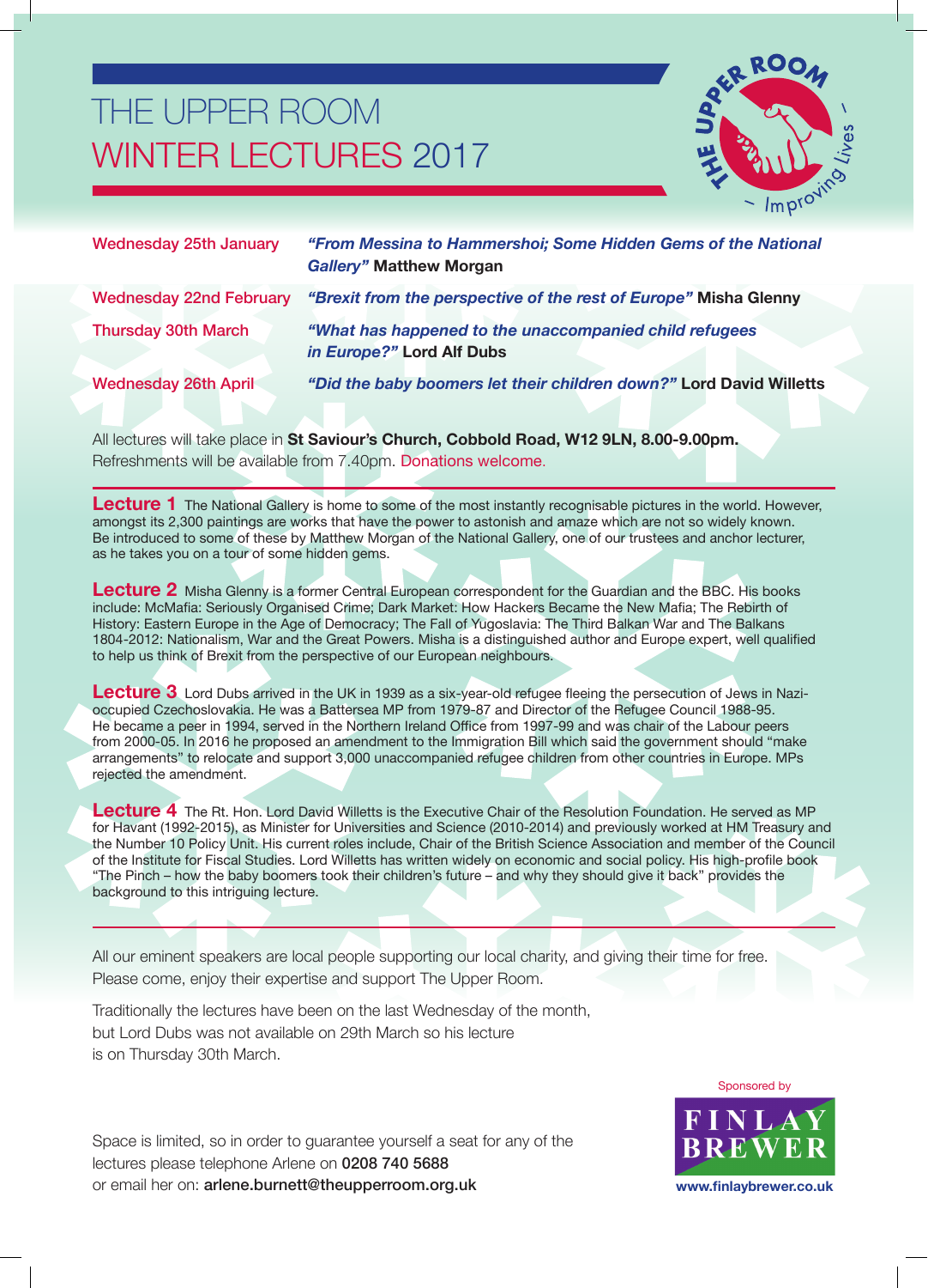# THE UPPER ROOM WINTER LECTURES 2017

THE UPPER ROOM – Improving Lives –

| | |
|---|---|
| Wednesday 25th January | ***"From Messina to Hammershoi; Some Hidden Gems of the National Gallery"*** **Matthew Morgan** |
| Wednesday 22nd February | ***"Brexit from the perspective of the rest of Europe"*** **Misha Glenny** |
| Thursday 30th March | ***"What has happened to the unaccompanied child refugees in Europe?"*** **Lord Alf Dubs** |
| Wednesday 26th April | ***"Did the baby boomers let their children down?"*** **Lord David Willetts** |

All lectures will take place in **St Saviour's Church, Cobbold Road, W12 9LN, 8.00-9.00pm.** Refreshments will be available from 7.40pm. Donations welcome.

**Lecture 1** The National Gallery is home to some of the most instantly recognisable pictures in the world. However, amongst its 2,300 paintings are works that have the power to astonish and amaze which are not so widely known. Be introduced to some of these by Matthew Morgan of the National Gallery, one of our trustees and anchor lecturer, as he takes you on a tour of some hidden gems.

**Lecture 2** Misha Glenny is a former Central European correspondent for the Guardian and the BBC. His books include: McMafia: Seriously Organised Crime; Dark Market: How Hackers Became the New Mafia; The Rebirth of History: Eastern Europe in the Age of Democracy; The Fall of Yugoslavia: The Third Balkan War and The Balkans 1804-2012: Nationalism, War and the Great Powers. Misha is a distinguished author and Europe expert, well qualified to help us think of Brexit from the perspective of our European neighbours.

**Lecture 3** Lord Dubs arrived in the UK in 1939 as a six-year-old refugee fleeing the persecution of Jews in Nazi-occupied Czechoslovakia. He was a Battersea MP from 1979-87 and Director of the Refugee Council 1988-95. He became a peer in 1994, served in the Northern Ireland Office from 1997-99 and was chair of the Labour peers from 2000-05. In 2016 he proposed an amendment to the Immigration Bill which said the government should "make arrangements" to relocate and support 3,000 unaccompanied refugee children from other countries in Europe. MPs rejected the amendment.

**Lecture 4** The Rt. Hon. Lord David Willetts is the Executive Chair of the Resolution Foundation. He served as MP for Havant (1992-2015), as Minister for Universities and Science (2010-2014) and previously worked at HM Treasury and the Number 10 Policy Unit. His current roles include, Chair of the British Science Association and member of the Council of the Institute for Fiscal Studies. Lord Willetts has written widely on economic and social policy. His high-profile book "The Pinch – how the baby boomers took their children's future – and why they should give it back" provides the background to this intriguing lecture.

---

All our eminent speakers are local people supporting our local charity, and giving their time for free. Please come, enjoy their expertise and support The Upper Room.

Traditionally the lectures have been on the last Wednesday of the month, but Lord Dubs was not available on 29th March so his lecture is on Thursday 30th March.

Space is limited, so in order to guarantee yourself a seat for any of the lectures please telephone Arlene on **0208 740 5688** or email her on: **arlene.burnett@theupperroom.org.uk**

Sponsored by

FINLAY BREWER

**www.finlaybrewer.co.uk**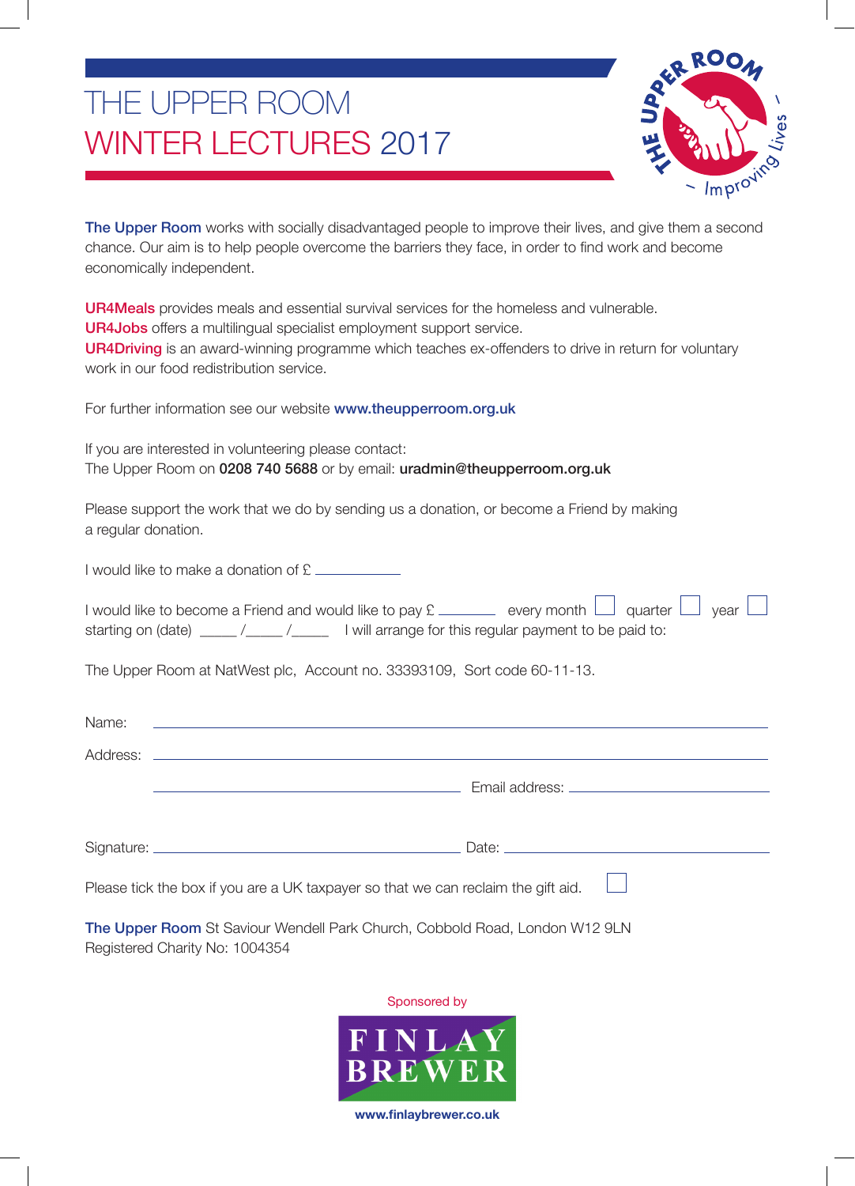# THE UPPER ROOM
# WINTER LECTURES 2017

THE UPPER ROOM – Improving Lives –

**The Upper Room** works with socially disadvantaged people to improve their lives, and give them a second chance. Our aim is to help people overcome the barriers they face, in order to find work and become economically independent.

**UR4Meals** provides meals and essential survival services for the homeless and vulnerable.
**UR4Jobs** offers a multilingual specialist employment support service.
**UR4Driving** is an award-winning programme which teaches ex-offenders to drive in return for voluntary work in our food redistribution service.

For further information see our website **www.theupperroom.org.uk**

If you are interested in volunteering please contact:
The Upper Room on **0208 740 5688** or by email: **uradmin@theupperroom.org.uk**

Please support the work that we do by sending us a donation, or become a Friend by making a regular donation.

I would like to make a donation of £ ____________

I would like to become a Friend and would like to pay £ ________ every month ☐ quarter ☐ year ☐
starting on (date) _____ /_____ /_____ I will arrange for this regular payment to be paid to:

The Upper Room at NatWest plc, Account no. 33393109, Sort code 60-11-13.

Name: ______________________________________________

Address: ______________________________________________

______________________________ Email address: ______________________________

Signature: ______________________________ Date: ______________________________

Please tick the box if you are a UK taxpayer so that we can reclaim the gift aid. ☐

**The Upper Room** St Saviour Wendell Park Church, Cobbold Road, London W12 9LN
Registered Charity No: 1004354

Sponsored by

FINLAY BREWER

**www.finlaybrewer.co.uk**